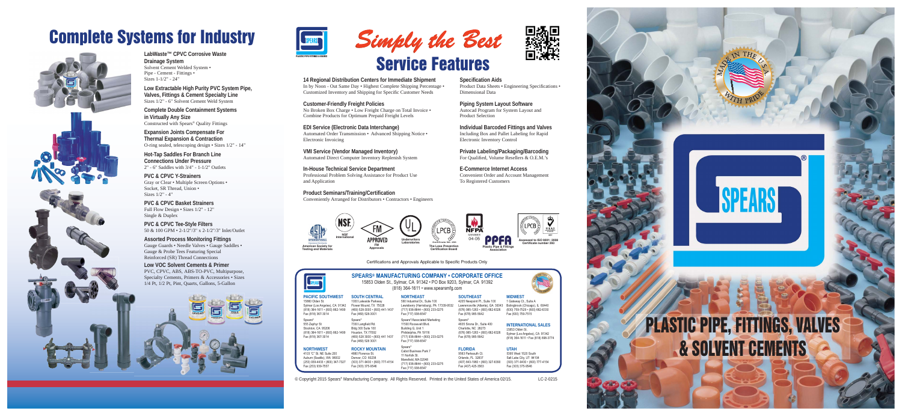# Complete Systems for Industry

**LabWaste™ CPVC Corrosive Waste Drainage System**
Solvent Cement Welded System • Pipe - Cement - Fittings • Sizes 1-1/2" - 24"

**Low Extractable High Purity PVC System Pipe, Valves, Fittings & Cement Specialty Line**
Sizes 1/2" - 6" Solvent Cement Weld System

**Complete Double Containment Systems in Virtually Any Size**
Constructed with Spears® Quality Fittings

**Expansion Joints Compensate For Thermal Expansion & Contraction**
O-ring sealed, telescoping design • Sizes 1/2" - 14"

**Hot-Tap Saddles For Branch Line Connections Under Pressure**
2" - 6" Saddles with 3/4" - 1-1/2" Outlets

**PVC & CPVC Y-Strainers**
Gray or Clear • Multiple Screen Options • Socket, SR Thread, Union • Sizes 1/2" - 4"

**PVC & CPVC Basket Strainers**
Full Flow Design • Sizes 1/2" - 12" Single & Duplex

**PVC & CPVC Tee-Style Filters**
50 & 100 GPM • 2-1/2"/3" x 2-1/2"/3" Inlet/Outlet

**Assorted Process Monitoring Fittings**
Gauge Guards • Needle Valves • Gauge Saddles • Gauge & Probe Tees Featuring Special Reinforced (SR) Thread Connections

**Low VOC Solvent Cements & Primer**
PVC, CPVC, ABS, ABS-TO-PVC, Multipurpose, Specialty Cements, Primers & Accessories • Sizes 1/4 Pt, 1/2 Pt, Pint, Quarts, Gallons, 5-Gallon

# *Simply the Best*
# Service Features

**14 Regional Distribution Centers for Immediate Shipment**
In by Noon - Out Same Day • Highest Complete Shipping Percentage • Customized Inventory and Shipping for Specific Customer Needs

**Customer-Friendly Freight Policies**
No Broken Box Charge • Low Freight Charge on Total Invoice • Combine Products for Optimum Prepaid Freight Levels

**EDI Service (Electronic Data Interchange)**
Automated Order Transmission • Advanced Shipping Notice • Electronic Invoicing

**VMI Service (Vendor Managed Inventory)**
Automated Direct Computer Inventory Replenish System

**In-House Technical Service Department**
Professional Problem Solving Assistance for Product Use and Application

**Product Seminars/Training/Certification**
Conveniently Arranged for Distributors • Contractors • Engineers

**Specification Aids**
Product Data Sheets • Engineering Specifications • Dimensional Data

**Piping System Layout Software**
Autocad Program for System Layout and Product Selection

**Individual Barcoded Fittings and Valves**
Including Box and Pallet Labeling for Rapid Electronic Inventory Control

**Private Labeling/Packaging/Barcoding**
For Qualified, Volume Resellers & O.E.M.'s

**E-Commerce Internet Access**
Convenient Order and Account Management To Registered Customers

American Society for Testing and Materials • NSF International • FM Approvals • Underwriters Laboratories • The Loss Prevention Certification Board • NFPA • Plastic Pipe & Fittings Association • Assessed to ISO 9001: 2008 Certificate number 392

Certifications and Approvals Applicable to Specific Products Only

## SPEARS® MANUFACTURING COMPANY • CORPORATE OFFICE
15853 Olden St., Sylmar, CA 91342 • PO Box 9203, Sylmar, CA 91392
(818) 364-1611 • www.spearsmfg.com

**PACIFIC SOUTHWEST**
15880 Olden St.
Sylmar (Los Angeles), CA 91342
(818) 364-1611 • (800) 862-1499
Fax (818) 367-3014

Spears®
555 Zephyr St.
Stockton, CA 95206
(818) 364-1611 • (800) 862-1499
Fax (818) 367-3014

**NORTHWEST**
4103 C St. NE Suite 200
Auburn (Seattle), WA 98002
(253) 939-4433 • (800) 347-7327
Fax (253) 939-7557

**SOUTH CENTRAL**
1000 Lakeside Parkway
Flower Mound, TX 75028
(469) 528-3000 • (800) 441-1437
Fax (469) 528-3001

Spears®
7300 Langfield Rd.
Bldg 100 Suite 100
Houston, TX 77092
(469) 528-3000 • (800) 441-1437
Fax (469) 528-3001

**ROCKY MOUNTAIN**
4880 Florence St.
Denver, CO 80238
(303) 371-9430 • (800) 777-4154
Fax (303) 375-9546

**NORTHEAST**
590 Industrial Dr., Suite 100
Lewisberry (Harrisburg), PA 17339-9532
(717) 938-8844 • (800) 233-0275
Fax (717) 938-6547

Spears®/Associated Marketing
11500 Roosevelt Blvd.
Building G, Unit 1
Philadelphia, PA 19116
(717) 938-8844 • (800) 233-0275
Fax (717) 938-6547

Spears®
Cabot Business Park 7
11 Norfolk St.
Mansfield, MA 02048
(717) 938-8844 • (800) 233-0275
Fax (717) 938-6547

**SOUTHEAST**
4205 Newpoint Pl., Suite 100
Lawrenceville (Atlanta), GA 30043
(678) 985-1263 • (800) 662-6326
Fax (678) 985-5642

Spears®
4835 Sirona Dr., Suite 400
Charlotte, NC 28273
(678) 985-1263 • (800) 662-6326
Fax (678) 985-5642

**FLORIDA**
9563 Parksouth Ct.
Orlando, FL 32837
(407) 843-1960 • (800) 327-6390
Fax (407) 425-3563

**MIDWEST**
1 Gateway Ct., Suite A
Bolingbrook (Chicago), IL 60440
(630) 759-7529 • (800) 662-6330
Fax (630) 759-7515

**INTERNATIONAL SALES**
15853 Olden St.
Sylmar (Los Angeles), CA 91342
(818) 364-1611 • Fax (818) 898-3774

**UTAH**
5395 West 1520 South
Salt Lake City, UT 84104
(303) 371-9430 • (800) 777-4154
Fax (303) 375-9546

© Copyright 2015 Spears® Manufacturing Company. All Rights Reserved. Printed in the United States of America 02/15. LC-2-0215

MADE IN THE U.S.A. WITH PRIDE

SPEARS®

# PLASTIC PIPE, FITTINGS, VALVES & SOLVENT CEMENTS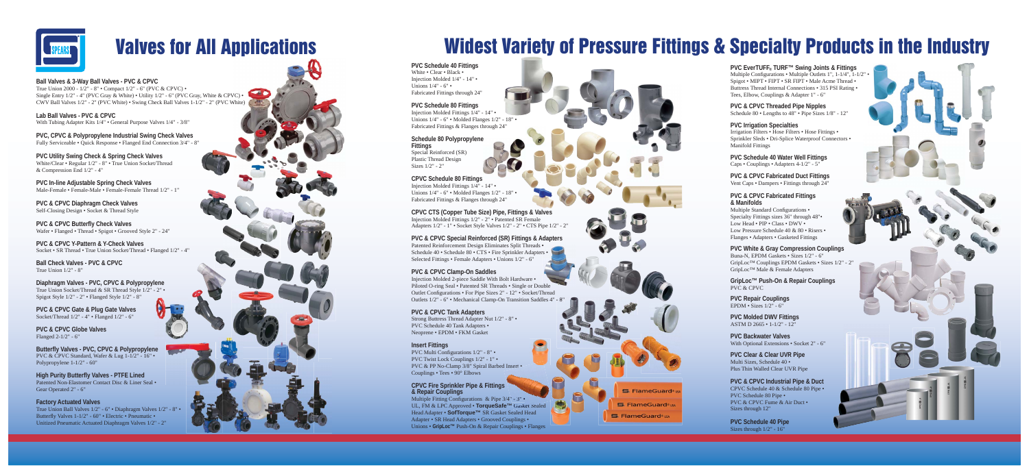# Valves for All Applications

**Ball Valves & 3-Way Ball Valves - PVC & CPVC**
True Union 2000 - 1/2" - 8" • Compact 1/2" - 6" (PVC & CPVC) •
Single Entry 1/2" - 4" (PVC Gray & White) • Utility 1/2" - 6" (PVC Gray, White & CPVC) •
CWV Ball Valves 1/2" - 2" (PVC White) • Swing Check Ball Valves 1-1/2" - 2" (PVC White)

**Lab Ball Valves - PVC & CPVC**
With Tubing Adapter Kits 1/4" • General Purpose Valves 1/4" - 3/8"

**PVC, CPVC & Polypropylene Industrial Swing Check Valves**
Fully Serviceable • Quick Response • Flanged End Connection 3/4" - 8"

**PVC Utility Swing Check & Spring Check Valves**
White/Clear • Regular 1/2" - 8" • True Union Socket/Thread & Compression End 1/2" - 4"

**PVC In-line Adjustable Spring Check Valves**
Male-Female • Female-Male • Female-Female Thread 1/2" - 1"

**PVC & CPVC Diaphragm Check Valves**
Self-Closing Design • Socket & Thread Style

**PVC & CPVC Butterfly Check Valves**
Wafer • Flanged • Thread • Spigot • Grooved Style 2" - 24"

**PVC & CPVC Y-Pattern & Y-Check Valves**
Socket • SR Thread • True Union Socket/Thread • Flanged 1/2" - 4"

**Ball Check Valves - PVC & CPVC**
True Union 1/2" - 8"

**Diaphragm Valves - PVC, CPVC & Polypropylene**
True Union Socket/Thread & SR Thread Style 1/2" - 2" •
Spigot Style 1/2" - 2" • Flanged Style 1/2" - 8"

**PVC & CPVC Gate & Plug Gate Valves**
Socket/Thread 1/2" - 4" • Flanged 1/2" - 6"

**PVC & CPVC Globe Valves**
Flanged 2-1/2" - 6"

**Butterfly Valves - PVC, CPVC & Polypropylene**
PVC & CPVC Standard, Wafer & Lug 1-1/2" - 16" •
Polypropylene 1-1/2" - 60"

**High Purity Butterfly Valves - PTFE Lined**
Patented Non-Elastomer Contact Disc & Liner Seal •
Gear Operated 2" - 6"

**Factory Actuated Valves**
True Union Ball Valves 1/2" - 6" • Diaphragm Valves 1/2" - 8" •
Butterfly Valves 1-1/2" - 60" • Electric • Pneumatic •
Unitized Pneumatic Actuated Diaphragm Valves 1/2" - 2"

# Widest Variety of Pressure Fittings & Specialty Products in the Industry

**PVC Schedule 40 Fittings**
White • Clear • Black •
Injection Molded 1/4" - 14" •
Unions 1/4" - 6" •
Fabricated Fittings through 24"

**PVC Schedule 80 Fittings**
Injection Molded Fittings 1/4" - 14" •
Unions 1/4" - 6" • Molded Flanges 1/2" - 18" •
Fabricated Fittings & Flanges through 24"

**Schedule 80 Polypropylene Fittings**
Special Reinforced (SR)
Plastic Thread Design
Sizes 1/2" - 2"

**CPVC Schedule 80 Fittings**
Injection Molded Fittings 1/4" - 14" •
Unions 1/4" - 6" • Molded Flanges 1/2" - 18" •
Fabricated Fittings & Flanges through 24"

**CPVC CTS (Copper Tube Size) Pipe, Fittings & Valves**
Injection Molded Fittings 1/2" - 2" • Patented SR Female
Adapters 1/2" - 1" • Socket Style Valves 1/2" - 2" • CTS Pipe 1/2" - 2"

**PVC & CPVC Special Reinforced (SR) Fittings & Adapters**
Patented Reinforcement Design Eliminates Split Threads •
Schedule 40 • Schedule 80 • CTS • Fire Sprinkler Adapters •
Selected Fittings • Female Adapters • Unions 1/2" - 6"

**PVC & CPVC Clamp-On Saddles**
Injection Molded 2-piece Saddle With Bolt Hardware •
Piloted O-ring Seal • Patented SR Threads • Single or Double
Outlet Configurations • For Pipe Sizes 2" - 12" • Socket/Thread
Outlets 1/2" - 6" • Mechanical Clamp-On Transition Saddles 4" - 8"

**PVC & CPVC Tank Adapters**
Strong Buttress Thread Adapter Nut 1/2" - 8" •
PVC Schedule 40 Tank Adapters •
Neoprene • EPDM • FKM Gasket

**Insert Fittings**
PVC Multi Configurations 1/2" - 8" •
PVC Twist Lock Couplings 1/2" - 1" •
PVC & PP No-Clamp 3/8" Spiral Barbed Insert •
Couplings • Tees • 90° Elbows

**CPVC Fire Sprinkler Pipe & Fittings & Repair Couplings**
Multiple Fitting Configurations & Pipe 3/4" - 3" •
UL, FM & LPC Approved • **TorqueSafe™** Gasket Sealed
Head Adapter • **SofTorque™** SR Gasket Sealed Head
Adapter • SR Head Adapters • Grooved Couplings •
Unions • **GripLoc™** Push-On & Repair Couplings • Flanges

**PVC EverTUFF® TURF™ Swing Joints & Fittings**
Multiple Configurations • Multiple Outlets 1", 1-1/4", 1-1/2" •
Spigot • MIPT • FIPT • SR FIPT • Male Acme Thread •
Buttress Thread Internal Connections • 315 PSI Rating •
Tees, Elbow, Couplings & Adapter 1" - 6"

**PVC & CPVC Threaded Pipe Nipples**
Schedule 80 • Lengths to 48" • Pipe Sizes 1/8" - 12"

**PVC Irrigation Specialties**
Irrigation Filters • Hose Filters • Hose Fittings •
Sprinkler Sleds • Dri-Splice Waterproof Connectors •
Manifold Fittings

**PVC Schedule 40 Water Well Fittings**
Caps • Couplings • Adapters 4-1/2" - 5"

**PVC & CPVC Fabricated Duct Fittings**
Vent Caps • Dampers • Fittings through 24"

**PVC & CPVC Fabricated Fittings & Manifolds**
Multiple Standard Configurations •
Specialty Fittings sizes 36" through 48"•
Low Head • PIP • Class • DWV •
Low Pressure Schedule 40 & 80 • Risers •
Flanges • Adapters • Gasketed Fittings

**PVC White & Gray Compression Couplings**
Buna-N, EPDM Gaskets • Sizes 1/2" - 6"
GripLoc™ Couplings EPDM Gaskets • Sizes 1/2" - 2"
GripLoc™ Male & Female Adapters

**GripLoc™ Push-On & Repair Couplings**
PVC & CPVC

**PVC Repair Couplings**
EPDM • Sizes 1/2" - 6"

**PVC Molded DWV Fittings**
ASTM D 2665 • 1-1/2" - 12"

**PVC Backwater Valves**
With Optional Extensions • Socket 2" - 6"

**PVC Clear & Clear UVR Pipe**
Multi Sizes, Schedule 40 •
Plus Thin Walled Clear UVR Pipe

**PVC & CPVC Industrial Pipe & Duct**
CPVC Schedule 40 & Schedule 80 Pipe •
PVC Schedule 80 Pipe •
PVC & CPVC Fume & Air Duct •
Sizes through 12"

**PVC Schedule 40 Pipe**
Sizes through 1/2" - 16"